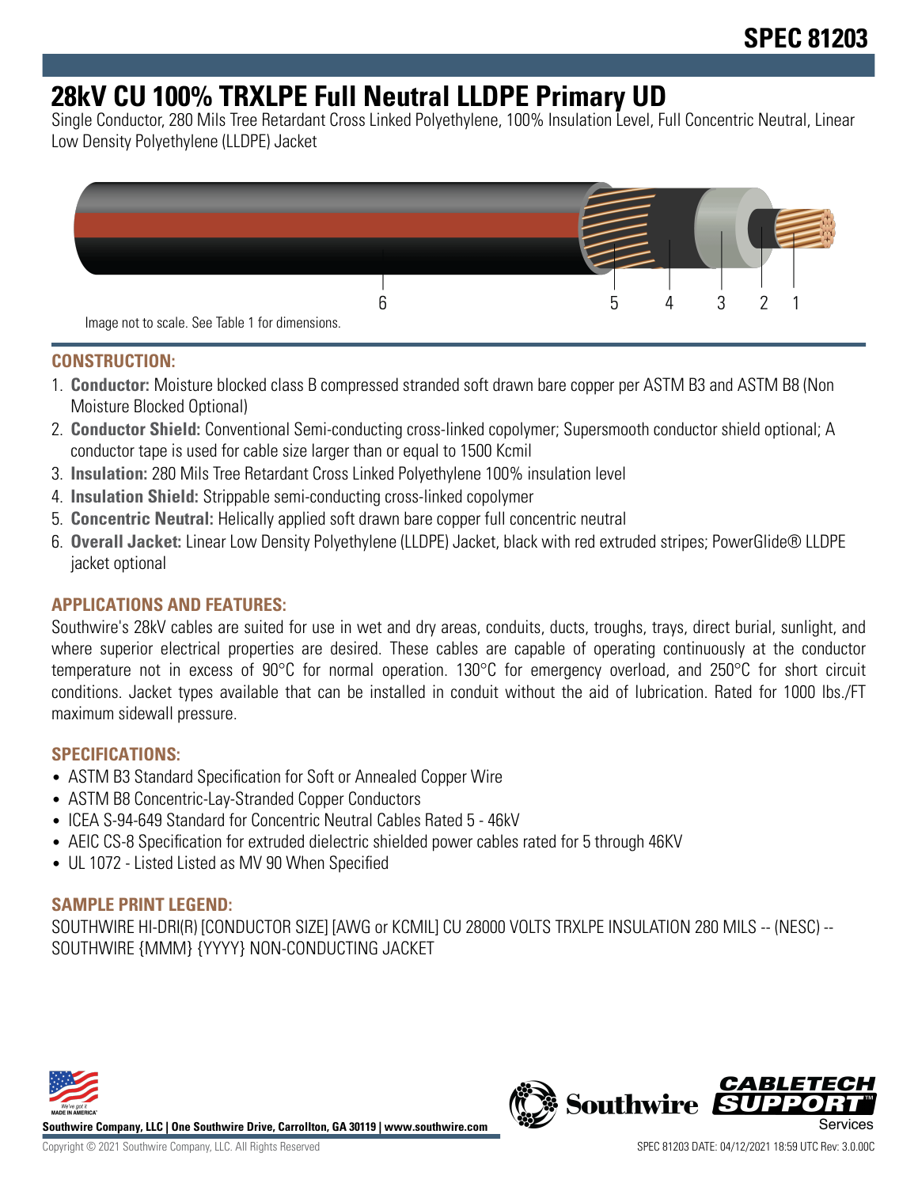# SPEC 81203

# 28kV CU 100% TRXLPE Full Neutral LLDPE Primary UD

Single Conductor, 280 Mils Tree Retardant Cross Linked Polyethylene, 100% Insulation Level, Full Concentric Neutral, Linear Low Density Polyethylene (LLDPE) Jacket

6 5 4 3 2 1

Image not to scale. See Table 1 for dimensions.

## CONSTRUCTION:

1. **Conductor:** Moisture blocked class B compressed stranded soft drawn bare copper per ASTM B3 and ASTM B8 (Non Moisture Blocked Optional)
2. **Conductor Shield:** Conventional Semi-conducting cross-linked copolymer; Supersmooth conductor shield optional; A conductor tape is used for cable size larger than or equal to 1500 Kcmil
3. **Insulation:** 280 Mils Tree Retardant Cross Linked Polyethylene 100% insulation level
4. **Insulation Shield:** Strippable semi-conducting cross-linked copolymer
5. **Concentric Neutral:** Helically applied soft drawn bare copper full concentric neutral
6. **Overall Jacket:** Linear Low Density Polyethylene (LLDPE) Jacket, black with red extruded stripes; PowerGlide® LLDPE jacket optional

## APPLICATIONS AND FEATURES:

Southwire's 28kV cables are suited for use in wet and dry areas, conduits, ducts, troughs, trays, direct burial, sunlight, and where superior electrical properties are desired. These cables are capable of operating continuously at the conductor temperature not in excess of 90°C for normal operation. 130°C for emergency overload, and 250°C for short circuit conditions. Jacket types available that can be installed in conduit without the aid of lubrication. Rated for 1000 lbs./FT maximum sidewall pressure.

## SPECIFICATIONS:

- ASTM B3 Standard Specification for Soft or Annealed Copper Wire
- ASTM B8 Concentric-Lay-Stranded Copper Conductors
- ICEA S-94-649 Standard for Concentric Neutral Cables Rated 5 - 46kV
- AEIC CS-8 Specification for extruded dielectric shielded power cables rated for 5 through 46KV
- UL 1072 - Listed Listed as MV 90 When Specified

## SAMPLE PRINT LEGEND:

SOUTHWIRE HI-DRI(R) [CONDUCTOR SIZE] [AWG or KCMIL] CU 28000 VOLTS TRXLPE INSULATION 280 MILS -- (NESC) -- SOUTHWIRE {MMM} {YYYY} NON-CONDUCTING JACKET

**Southwire Company, LLC | One Southwire Drive, Carrollton, GA 30119 | www.southwire.com**

Copyright © 2021 Southwire Company, LLC. All Rights Reserved

SPEC 81203 DATE: 04/12/2021 18:59 UTC Rev: 3.0.00C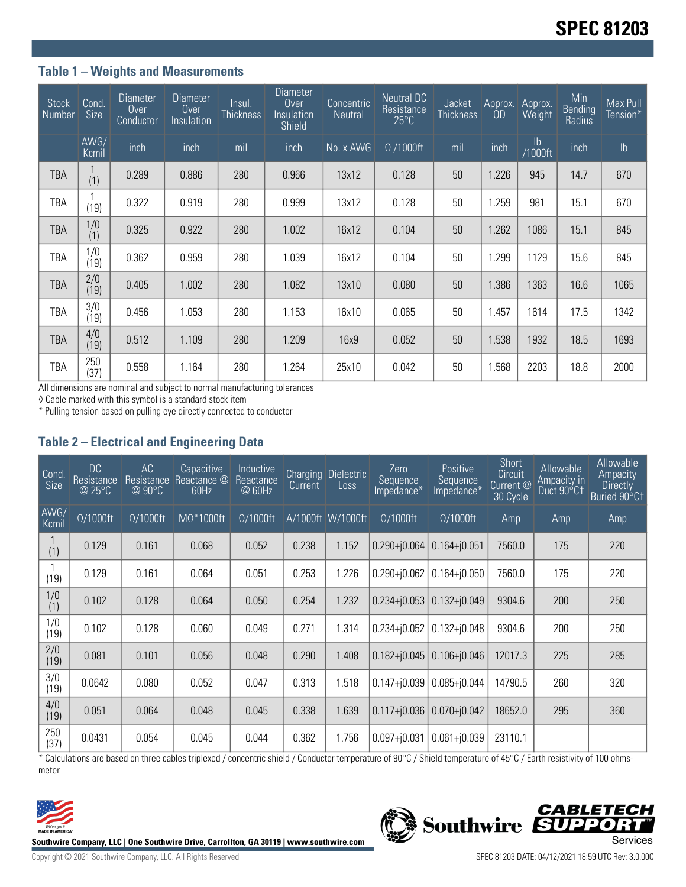# SPEC 81203

### Table 1 – Weights and Measurements

| Stock Number | Cond. Size | Diameter Over Conductor | Diameter Over Insulation | Insul. Thickness | Diameter Over Insulation Shield | Concentric Neutral | Neutral DC Resistance 25°C | Jacket Thickness | Approx. OD | Approx. Weight | Min Bending Radius | Max Pull Tension* |
|---|---|---|---|---|---|---|---|---|---|---|---|---|
| | AWG/ Kcmil | inch | inch | mil | inch | No. x AWG | Ω /1000ft | mil | inch | lb /1000ft | inch | lb |
| TBA | 1 (1) | 0.289 | 0.886 | 280 | 0.966 | 13x12 | 0.128 | 50 | 1.226 | 945 | 14.7 | 670 |
| TBA | 1 (19) | 0.322 | 0.919 | 280 | 0.999 | 13x12 | 0.128 | 50 | 1.259 | 981 | 15.1 | 670 |
| TBA | 1/0 (1) | 0.325 | 0.922 | 280 | 1.002 | 16x12 | 0.104 | 50 | 1.262 | 1086 | 15.1 | 845 |
| TBA | 1/0 (19) | 0.362 | 0.959 | 280 | 1.039 | 16x12 | 0.104 | 50 | 1.299 | 1129 | 15.6 | 845 |
| TBA | 2/0 (19) | 0.405 | 1.002 | 280 | 1.082 | 13x10 | 0.080 | 50 | 1.386 | 1363 | 16.6 | 1065 |
| TBA | 3/0 (19) | 0.456 | 1.053 | 280 | 1.153 | 16x10 | 0.065 | 50 | 1.457 | 1614 | 17.5 | 1342 |
| TBA | 4/0 (19) | 0.512 | 1.109 | 280 | 1.209 | 16x9 | 0.052 | 50 | 1.538 | 1932 | 18.5 | 1693 |
| TBA | 250 (37) | 0.558 | 1.164 | 280 | 1.264 | 25x10 | 0.042 | 50 | 1.568 | 2203 | 18.8 | 2000 |

All dimensions are nominal and subject to normal manufacturing tolerances

◊ Cable marked with this symbol is a standard stock item

* Pulling tension based on pulling eye directly connected to conductor

### Table 2 – Electrical and Engineering Data

| Cond. Size | DC Resistance @ 25°C | AC Resistance @ 90°C | Capacitive Reactance @ 60Hz | Inductive Reactance @ 60Hz | Charging Current | Dielectric Loss | Zero Sequence Impedance* | Positive Sequence Impedance* | Short Circuit Current @ 30 Cycle | Allowable Ampacity in Duct 90°C† | Allowable Ampacity Directly Buried 90°C‡ |
|---|---|---|---|---|---|---|---|---|---|---|---|
| AWG/ Kcmil | Ω/1000ft | Ω/1000ft | MΩ*1000ft | Ω/1000ft | A/1000ft | W/1000ft | Ω/1000ft | Ω/1000ft | Amp | Amp | Amp |
| 1 (1) | 0.129 | 0.161 | 0.068 | 0.052 | 0.238 | 1.152 | 0.290+j0.064 | 0.164+j0.051 | 7560.0 | 175 | 220 |
| 1 (19) | 0.129 | 0.161 | 0.064 | 0.051 | 0.253 | 1.226 | 0.290+j0.062 | 0.164+j0.050 | 7560.0 | 175 | 220 |
| 1/0 (1) | 0.102 | 0.128 | 0.064 | 0.050 | 0.254 | 1.232 | 0.234+j0.053 | 0.132+j0.049 | 9304.6 | 200 | 250 |
| 1/0 (19) | 0.102 | 0.128 | 0.060 | 0.049 | 0.271 | 1.314 | 0.234+j0.052 | 0.132+j0.048 | 9304.6 | 200 | 250 |
| 2/0 (19) | 0.081 | 0.101 | 0.056 | 0.048 | 0.290 | 1.408 | 0.182+j0.045 | 0.106+j0.046 | 12017.3 | 225 | 285 |
| 3/0 (19) | 0.0642 | 0.080 | 0.052 | 0.047 | 0.313 | 1.518 | 0.147+j0.039 | 0.085+j0.044 | 14790.5 | 260 | 320 |
| 4/0 (19) | 0.051 | 0.064 | 0.048 | 0.045 | 0.338 | 1.639 | 0.117+j0.036 | 0.070+j0.042 | 18652.0 | 295 | 360 |
| 250 (37) | 0.0431 | 0.054 | 0.045 | 0.044 | 0.362 | 1.756 | 0.097+j0.031 | 0.061+j0.039 | 23110.1 | | |

* Calculations are based on three cables triplexed / concentric shield / Conductor temperature of 90°C / Shield temperature of 45°C / Earth resistivity of 100 ohms-meter

Southwire Company, LLC | One Southwire Drive, Carrollton, GA 30119 | www.southwire.com

Copyright © 2021 Southwire Company, LLC. All Rights Reserved

SPEC 81203 DATE: 04/12/2021 18:59 UTC Rev: 3.0.00C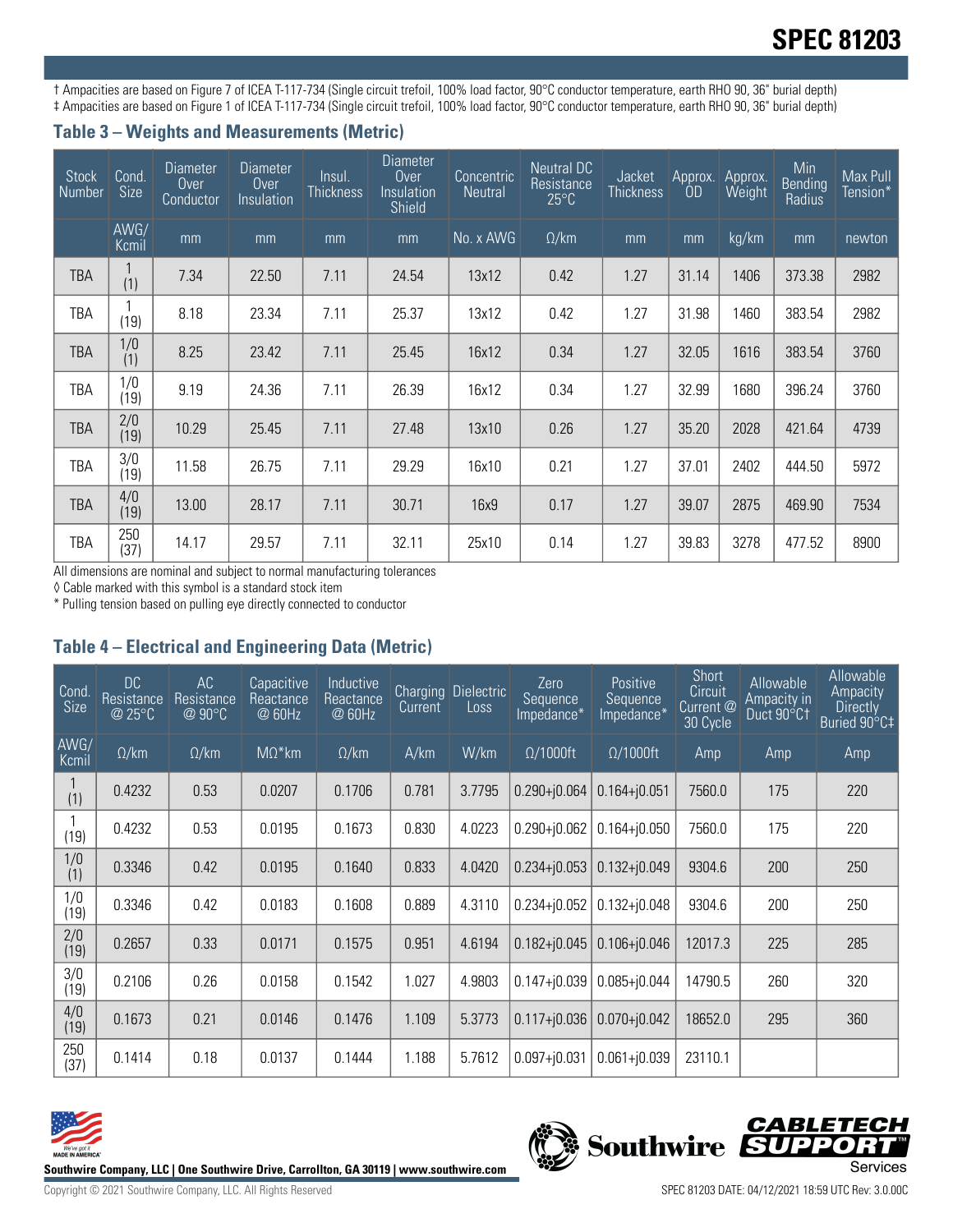# SPEC 81203

† Ampacities are based on Figure 7 of ICEA T-117-734 (Single circuit trefoil, 100% load factor, 90°C conductor temperature, earth RHO 90, 36" burial depth)
‡ Ampacities are based on Figure 1 of ICEA T-117-734 (Single circuit trefoil, 100% load factor, 90°C conductor temperature, earth RHO 90, 36" burial depth)

## Table 3 – Weights and Measurements (Metric)

| Stock Number | Cond. Size | Diameter Over Conductor | Diameter Over Insulation | Insul. Thickness | Diameter Over Insulation Shield | Concentric Neutral | Neutral DC Resistance 25°C | Jacket Thickness | Approx. OD | Approx. Weight | Min Bending Radius | Max Pull Tension* |
|---|---|---|---|---|---|---|---|---|---|---|---|---|
| | AWG/ Kcmil | mm | mm | mm | mm | No. x AWG | Ω/km | mm | mm | kg/km | mm | newton |
| TBA | 1 (1) | 7.34 | 22.50 | 7.11 | 24.54 | 13x12 | 0.42 | 1.27 | 31.14 | 1406 | 373.38 | 2982 |
| TBA | 1 (19) | 8.18 | 23.34 | 7.11 | 25.37 | 13x12 | 0.42 | 1.27 | 31.98 | 1460 | 383.54 | 2982 |
| TBA | 1/0 (1) | 8.25 | 23.42 | 7.11 | 25.45 | 16x12 | 0.34 | 1.27 | 32.05 | 1616 | 383.54 | 3760 |
| TBA | 1/0 (19) | 9.19 | 24.36 | 7.11 | 26.39 | 16x12 | 0.34 | 1.27 | 32.99 | 1680 | 396.24 | 3760 |
| TBA | 2/0 (19) | 10.29 | 25.45 | 7.11 | 27.48 | 13x10 | 0.26 | 1.27 | 35.20 | 2028 | 421.64 | 4739 |
| TBA | 3/0 (19) | 11.58 | 26.75 | 7.11 | 29.29 | 16x10 | 0.21 | 1.27 | 37.01 | 2402 | 444.50 | 5972 |
| TBA | 4/0 (19) | 13.00 | 28.17 | 7.11 | 30.71 | 16x9 | 0.17 | 1.27 | 39.07 | 2875 | 469.90 | 7534 |
| TBA | 250 (37) | 14.17 | 29.57 | 7.11 | 32.11 | 25x10 | 0.14 | 1.27 | 39.83 | 3278 | 477.52 | 8900 |

All dimensions are nominal and subject to normal manufacturing tolerances
◊ Cable marked with this symbol is a standard stock item
* Pulling tension based on pulling eye directly connected to conductor

## Table 4 – Electrical and Engineering Data (Metric)

| Cond. Size | DC Resistance @ 25°C | AC Resistance @ 90°C | Capacitive Reactance @ 60Hz | Inductive Reactance @ 60Hz | Charging Current | Dielectric Loss | Zero Sequence Impedance* | Positive Sequence Impedance* | Short Circuit Current @ 30 Cycle | Allowable Ampacity in Duct 90°C† | Allowable Ampacity Directly Buried 90°C‡ |
|---|---|---|---|---|---|---|---|---|---|---|---|
| AWG/ Kcmil | Ω/km | Ω/km | MΩ*km | Ω/km | A/km | W/km | Ω/1000ft | Ω/1000ft | Amp | Amp | Amp |
| 1 (1) | 0.4232 | 0.53 | 0.0207 | 0.1706 | 0.781 | 3.7795 | 0.290+j0.064 | 0.164+j0.051 | 7560.0 | 175 | 220 |
| 1 (19) | 0.4232 | 0.53 | 0.0195 | 0.1673 | 0.830 | 4.0223 | 0.290+j0.062 | 0.164+j0.050 | 7560.0 | 175 | 220 |
| 1/0 (1) | 0.3346 | 0.42 | 0.0195 | 0.1640 | 0.833 | 4.0420 | 0.234+j0.053 | 0.132+j0.049 | 9304.6 | 200 | 250 |
| 1/0 (19) | 0.3346 | 0.42 | 0.0183 | 0.1608 | 0.889 | 4.3110 | 0.234+j0.052 | 0.132+j0.048 | 9304.6 | 200 | 250 |
| 2/0 (19) | 0.2657 | 0.33 | 0.0171 | 0.1575 | 0.951 | 4.6194 | 0.182+j0.045 | 0.106+j0.046 | 12017.3 | 225 | 285 |
| 3/0 (19) | 0.2106 | 0.26 | 0.0158 | 0.1542 | 1.027 | 4.9803 | 0.147+j0.039 | 0.085+j0.044 | 14790.5 | 260 | 320 |
| 4/0 (19) | 0.1673 | 0.21 | 0.0146 | 0.1476 | 1.109 | 5.3773 | 0.117+j0.036 | 0.070+j0.042 | 18652.0 | 295 | 360 |
| 250 (37) | 0.1414 | 0.18 | 0.0137 | 0.1444 | 1.188 | 5.7612 | 0.097+j0.031 | 0.061+j0.039 | 23110.1 | | |

Southwire Company, LLC | One Southwire Drive, Carrollton, GA 30119 | www.southwire.com

Copyright © 2021 Southwire Company, LLC. All Rights Reserved

SPEC 81203 DATE: 04/12/2021 18:59 UTC Rev: 3.0.00C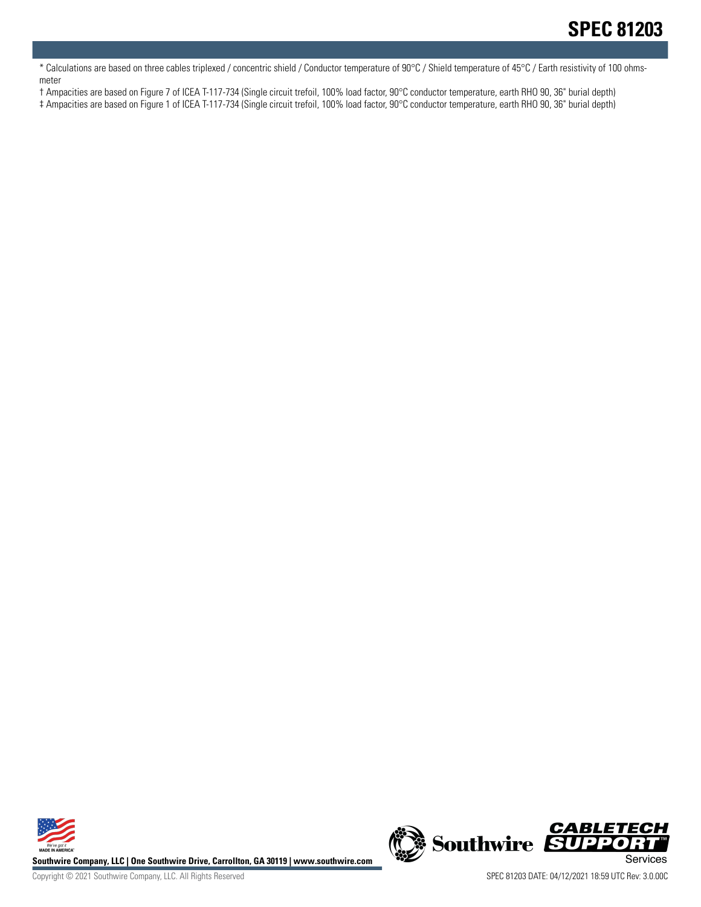\* Calculations are based on three cables triplexed / concentric shield / Conductor temperature of 90°C / Shield temperature of 45°C / Earth resistivity of 100 ohms-meter

† Ampacities are based on Figure 7 of ICEA T-117-734 (Single circuit trefoil, 100% load factor, 90°C conductor temperature, earth RHO 90, 36" burial depth)

‡ Ampacities are based on Figure 1 of ICEA T-117-734 (Single circuit trefoil, 100% load factor, 90°C conductor temperature, earth RHO 90, 36" burial depth)